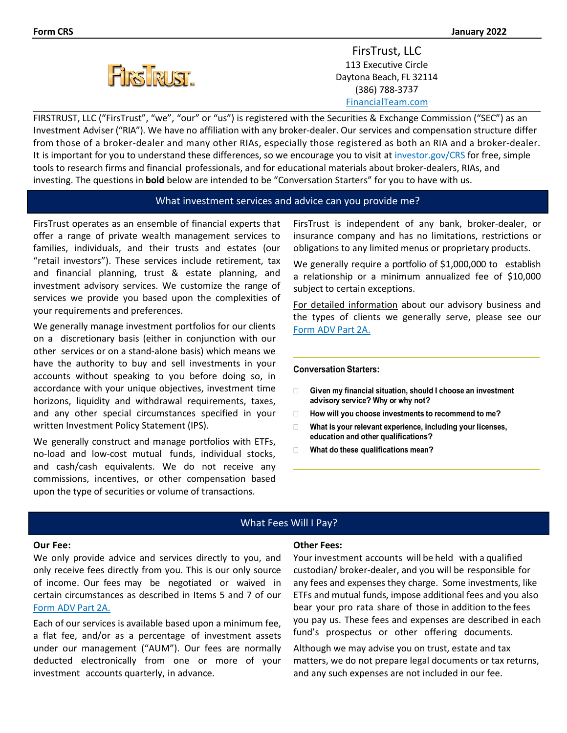**Form CRS** **January 2022**

FirsTrust, LLC
113 Executive Circle
Daytona Beach, FL 32114
(386) 788-3737
[FinancialTeam.com](FinancialTeam.com)

FIRSTRUST, LLC ("FirsTrust", "we", "our" or "us") is registered with the Securities & Exchange Commission ("SEC") as an Investment Adviser ("RIA"). We have no affiliation with any broker-dealer. Our services and compensation structure differ from those of a broker-dealer and many other RIAs, especially those registered as both an RIA and a broker-dealer. It is important for you to understand these differences, so we encourage you to visit at [investor.gov/CRS](investor.gov/CRS) for free, simple tools to research firms and financial professionals, and for educational materials about broker-dealers, RIAs, and investing. The questions in **bold** below are intended to be "Conversation Starters" for you to have with us.

## What investment services and advice can you provide me?

FirsTrust operates as an ensemble of financial experts that offer a range of private wealth management services to families, individuals, and their trusts and estates (our "retail investors"). These services include retirement, tax and financial planning, trust & estate planning, and investment advisory services. We customize the range of services we provide you based upon the complexities of your requirements and preferences.

We generally manage investment portfolios for our clients on a discretionary basis (either in conjunction with our other services or on a stand-alone basis) which means we have the authority to buy and sell investments in your accounts without speaking to you before doing so, in accordance with your unique objectives, investment time horizons, liquidity and withdrawal requirements, taxes, and any other special circumstances specified in your written Investment Policy Statement (IPS).

We generally construct and manage portfolios with ETFs, no-load and low-cost mutual funds, individual stocks, and cash/cash equivalents. We do not receive any commissions, incentives, or other compensation based upon the type of securities or volume of transactions.

FirsTrust is independent of any bank, broker-dealer, or insurance company and has no limitations, restrictions or obligations to any limited menus or proprietary products.

We generally require a portfolio of $1,000,000 to establish a relationship or a minimum annualized fee of $10,000 subject to certain exceptions.

For detailed information about our advisory business and the types of clients we generally serve, please see our [Form ADV Part 2A.](Form ADV Part 2A.)

**Conversation Starters:**

- **Given my financial situation, should I choose an investment advisory service? Why or why not?**
- **How will you choose investments to recommend to me?**
- **What is your relevant experience, including your licenses, education and other qualifications?**
- **What do these qualifications mean?**

## What Fees Will I Pay?

**Our Fee:**

We only provide advice and services directly to you, and only receive fees directly from you. This is our only source of income. Our fees may be negotiated or waived in certain circumstances as described in Items 5 and 7 of our [Form ADV Part 2A.](Form ADV Part 2A.)

Each of our services is available based upon a minimum fee, a flat fee, and/or as a percentage of investment assets under our management ("AUM"). Our fees are normally deducted electronically from one or more of your investment accounts quarterly, in advance.

**Other Fees:**

Your investment accounts will be held with a qualified custodian/ broker-dealer, and you will be responsible for any fees and expenses they charge. Some investments, like ETFs and mutual funds, impose additional fees and you also bear your pro rata share of those in addition to the fees you pay us. These fees and expenses are described in each fund's prospectus or other offering documents.

Although we may advise you on trust, estate and tax matters, we do not prepare legal documents or tax returns, and any such expenses are not included in our fee.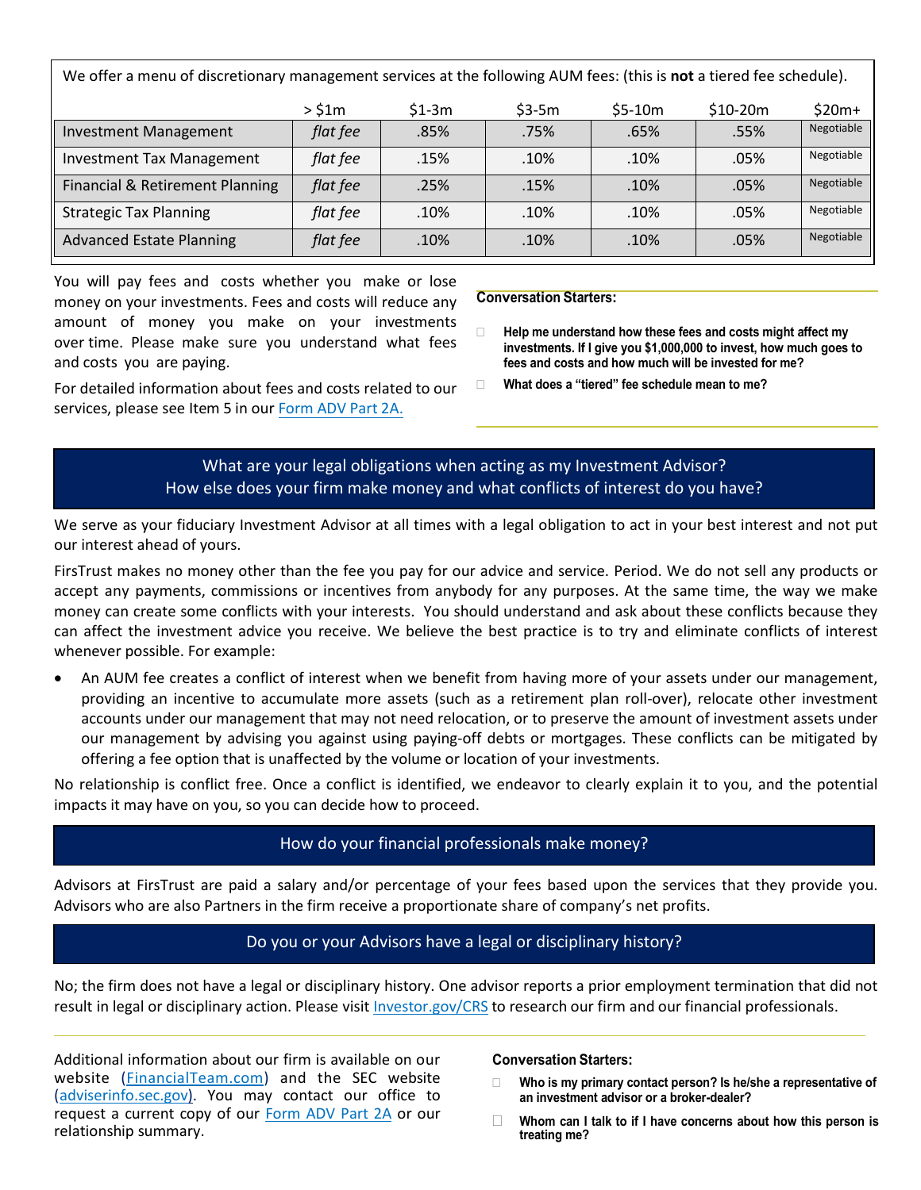We offer a menu of discretionary management services at the following AUM fees: (this is **not** a tiered fee schedule).

| | > $1m | $1-3m | $3-5m | $5-10m | $10-20m | $20m+ |
|---|---|---|---|---|---|---|
| Investment Management | *flat fee* | .85% | .75% | .65% | .55% | Negotiable |
| Investment Tax Management | *flat fee* | .15% | .10% | .10% | .05% | Negotiable |
| Financial & Retirement Planning | *flat fee* | .25% | .15% | .10% | .05% | Negotiable |
| Strategic Tax Planning | *flat fee* | .10% | .10% | .10% | .05% | Negotiable |
| Advanced Estate Planning | *flat fee* | .10% | .10% | .10% | .05% | Negotiable |

You will pay fees and costs whether you make or lose money on your investments. Fees and costs will reduce any amount of money you make on your investments over time. Please make sure you understand what fees and costs you are paying.

For detailed information about fees and costs related to our services, please see Item 5 in our [Form ADV Part 2A.](#)

**Conversation Starters:**

- **Help me understand how these fees and costs might affect my investments. If I give you $1,000,000 to invest, how much goes to fees and costs and how much will be invested for me?**
- **What does a "tiered" fee schedule mean to me?**

## What are your legal obligations when acting as my Investment Advisor? How else does your firm make money and what conflicts of interest do you have?

We serve as your fiduciary Investment Advisor at all times with a legal obligation to act in your best interest and not put our interest ahead of yours.

FirsTrust makes no money other than the fee you pay for our advice and service. Period. We do not sell any products or accept any payments, commissions or incentives from anybody for any purposes. At the same time, the way we make money can create some conflicts with your interests. You should understand and ask about these conflicts because they can affect the investment advice you receive. We believe the best practice is to try and eliminate conflicts of interest whenever possible. For example:

- An AUM fee creates a conflict of interest when we benefit from having more of your assets under our management, providing an incentive to accumulate more assets (such as a retirement plan roll-over), relocate other investment accounts under our management that may not need relocation, or to preserve the amount of investment assets under our management by advising you against using paying-off debts or mortgages. These conflicts can be mitigated by offering a fee option that is unaffected by the volume or location of your investments.

No relationship is conflict free. Once a conflict is identified, we endeavor to clearly explain it to you, and the potential impacts it may have on you, so you can decide how to proceed.

## How do your financial professionals make money?

Advisors at FirsTrust are paid a salary and/or percentage of your fees based upon the services that they provide you. Advisors who are also Partners in the firm receive a proportionate share of company's net profits.

## Do you or your Advisors have a legal or disciplinary history?

No; the firm does not have a legal or disciplinary history. One advisor reports a prior employment termination that did not result in legal or disciplinary action. Please visit [Investor.gov/CRS](#) to research our firm and our financial professionals.

---

Additional information about our firm is available on our website ([FinancialTeam.com](#)) and the SEC website ([adviserinfo.sec.gov](#)). You may contact our office to request a current copy of our [Form ADV Part 2A](#) or our relationship summary.

**Conversation Starters:**

- **Who is my primary contact person? Is he/she a representative of an investment advisor or a broker-dealer?**
- **Whom can I talk to if I have concerns about how this person is treating me?**